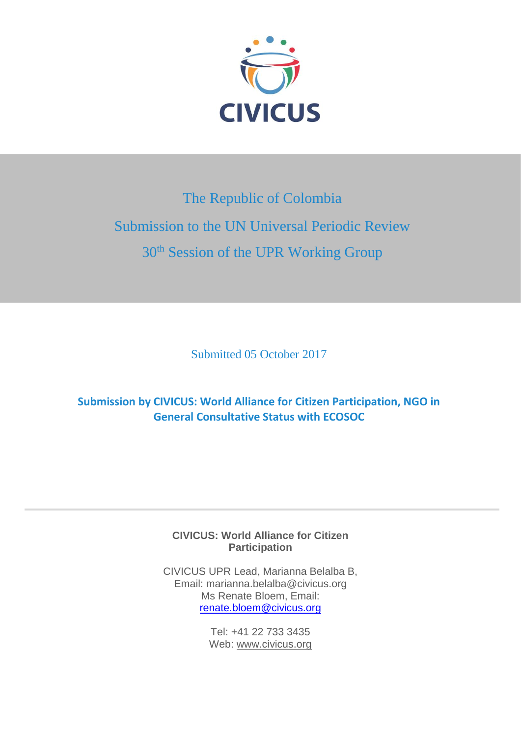CIVICUS

# The Republic of Colombia

## Submission to the UN Universal Periodic Review

## 30th Session of the UPR Working Group

Submitted 05 October 2017

**Submission by CIVICUS: World Alliance for Citizen Participation, NGO in General Consultative Status with ECOSOC**

---

**CIVICUS: World Alliance for Citizen Participation**

CIVICUS UPR Lead, Marianna Belalba B,
Email: marianna.belalba@civicus.org
Ms Renate Bloem, Email:
renate.bloem@civicus.org

Tel: +41 22 733 3435
Web: www.civicus.org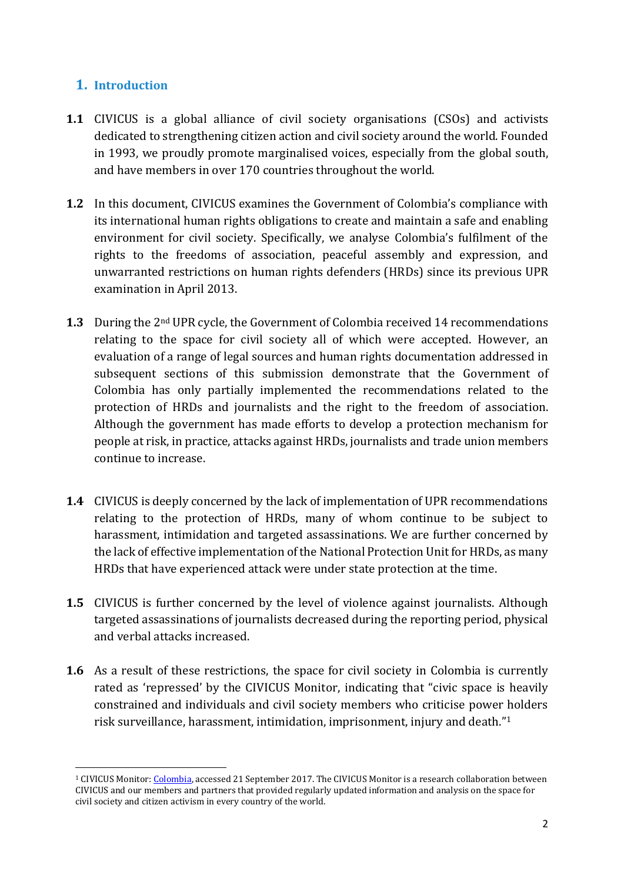## 1. Introduction

**1.1** CIVICUS is a global alliance of civil society organisations (CSOs) and activists dedicated to strengthening citizen action and civil society around the world. Founded in 1993, we proudly promote marginalised voices, especially from the global south, and have members in over 170 countries throughout the world.

**1.2** In this document, CIVICUS examines the Government of Colombia's compliance with its international human rights obligations to create and maintain a safe and enabling environment for civil society. Specifically, we analyse Colombia's fulfilment of the rights to the freedoms of association, peaceful assembly and expression, and unwarranted restrictions on human rights defenders (HRDs) since its previous UPR examination in April 2013.

**1.3** During the 2nd UPR cycle, the Government of Colombia received 14 recommendations relating to the space for civil society all of which were accepted. However, an evaluation of a range of legal sources and human rights documentation addressed in subsequent sections of this submission demonstrate that the Government of Colombia has only partially implemented the recommendations related to the protection of HRDs and journalists and the right to the freedom of association. Although the government has made efforts to develop a protection mechanism for people at risk, in practice, attacks against HRDs, journalists and trade union members continue to increase.

**1.4** CIVICUS is deeply concerned by the lack of implementation of UPR recommendations relating to the protection of HRDs, many of whom continue to be subject to harassment, intimidation and targeted assassinations. We are further concerned by the lack of effective implementation of the National Protection Unit for HRDs, as many HRDs that have experienced attack were under state protection at the time.

**1.5** CIVICUS is further concerned by the level of violence against journalists. Although targeted assassinations of journalists decreased during the reporting period, physical and verbal attacks increased.

**1.6** As a result of these restrictions, the space for civil society in Colombia is currently rated as 'repressed' by the CIVICUS Monitor, indicating that "civic space is heavily constrained and individuals and civil society members who criticise power holders risk surveillance, harassment, intimidation, imprisonment, injury and death."[1]

---

[1] CIVICUS Monitor: Colombia, accessed 21 September 2017. The CIVICUS Monitor is a research collaboration between CIVICUS and our members and partners that provided regularly updated information and analysis on the space for civil society and citizen activism in every country of the world.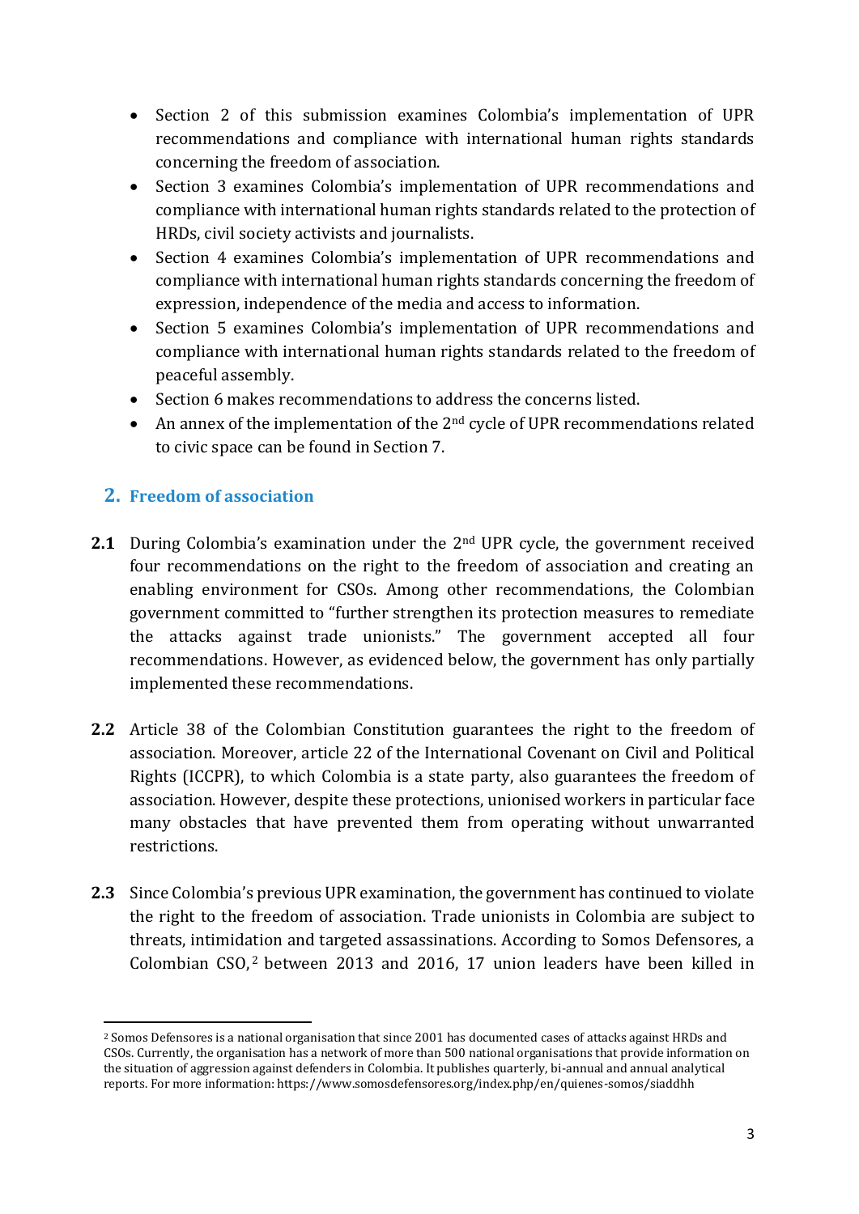- Section 2 of this submission examines Colombia's implementation of UPR recommendations and compliance with international human rights standards concerning the freedom of association.
- Section 3 examines Colombia's implementation of UPR recommendations and compliance with international human rights standards related to the protection of HRDs, civil society activists and journalists.
- Section 4 examines Colombia's implementation of UPR recommendations and compliance with international human rights standards concerning the freedom of expression, independence of the media and access to information.
- Section 5 examines Colombia's implementation of UPR recommendations and compliance with international human rights standards related to the freedom of peaceful assembly.
- Section 6 makes recommendations to address the concerns listed.
- An annex of the implementation of the 2nd cycle of UPR recommendations related to civic space can be found in Section 7.

## 2. Freedom of association

**2.1** During Colombia's examination under the 2nd UPR cycle, the government received four recommendations on the right to the freedom of association and creating an enabling environment for CSOs. Among other recommendations, the Colombian government committed to "further strengthen its protection measures to remediate the attacks against trade unionists." The government accepted all four recommendations. However, as evidenced below, the government has only partially implemented these recommendations.

**2.2** Article 38 of the Colombian Constitution guarantees the right to the freedom of association. Moreover, article 22 of the International Covenant on Civil and Political Rights (ICCPR), to which Colombia is a state party, also guarantees the freedom of association. However, despite these protections, unionised workers in particular face many obstacles that have prevented them from operating without unwarranted restrictions.

**2.3** Since Colombia's previous UPR examination, the government has continued to violate the right to the freedom of association. Trade unionists in Colombia are subject to threats, intimidation and targeted assassinations. According to Somos Defensores, a Colombian CSO,[2] between 2013 and 2016, 17 union leaders have been killed in

[2] Somos Defensores is a national organisation that since 2001 has documented cases of attacks against HRDs and CSOs. Currently, the organisation has a network of more than 500 national organisations that provide information on the situation of aggression against defenders in Colombia. It publishes quarterly, bi-annual and annual analytical reports. For more information: https://www.somosdefensores.org/index.php/en/quienes-somos/siaddhh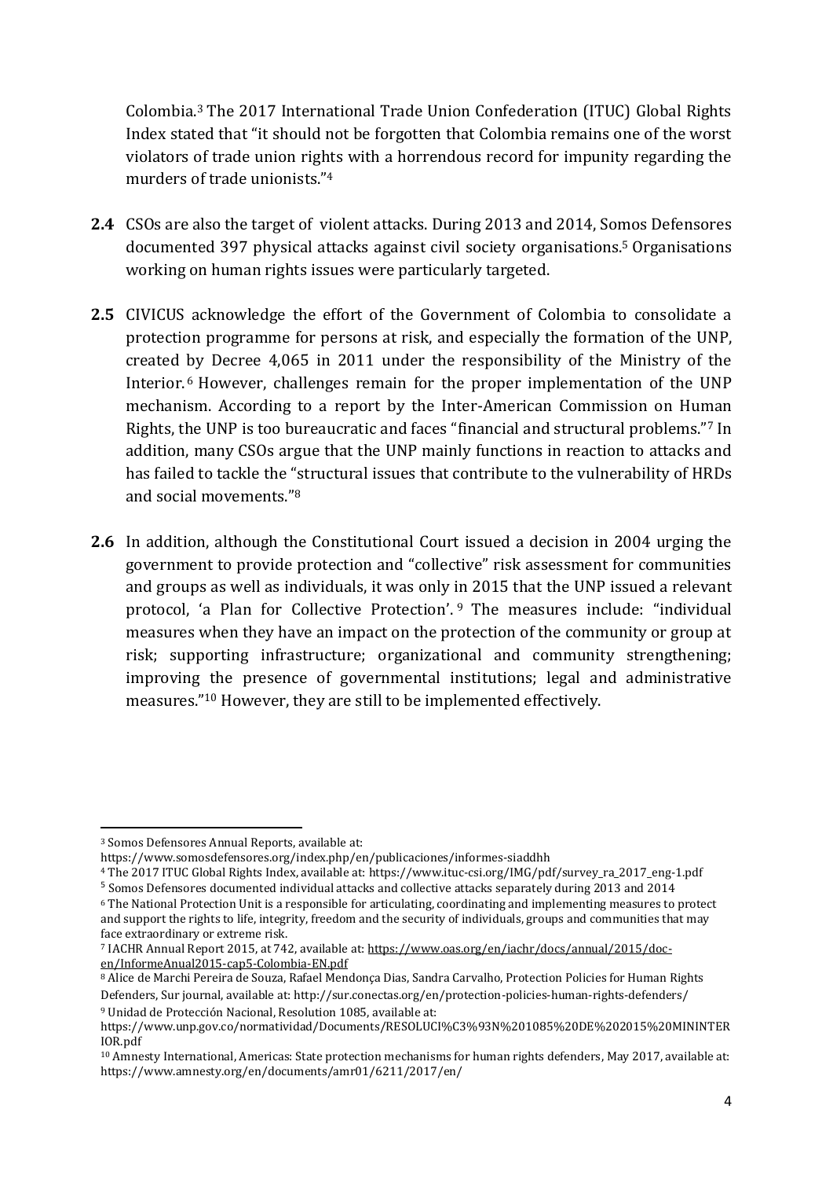Colombia.[3] The 2017 International Trade Union Confederation (ITUC) Global Rights Index stated that "it should not be forgotten that Colombia remains one of the worst violators of trade union rights with a horrendous record for impunity regarding the murders of trade unionists."[4]

**2.4** CSOs are also the target of violent attacks. During 2013 and 2014, Somos Defensores documented 397 physical attacks against civil society organisations.[5] Organisations working on human rights issues were particularly targeted.

**2.5** CIVICUS acknowledge the effort of the Government of Colombia to consolidate a protection programme for persons at risk, and especially the formation of the UNP, created by Decree 4,065 in 2011 under the responsibility of the Ministry of the Interior.[6] However, challenges remain for the proper implementation of the UNP mechanism. According to a report by the Inter-American Commission on Human Rights, the UNP is too bureaucratic and faces "financial and structural problems."[7] In addition, many CSOs argue that the UNP mainly functions in reaction to attacks and has failed to tackle the "structural issues that contribute to the vulnerability of HRDs and social movements."[8]

**2.6** In addition, although the Constitutional Court issued a decision in 2004 urging the government to provide protection and "collective" risk assessment for communities and groups as well as individuals, it was only in 2015 that the UNP issued a relevant protocol, 'a Plan for Collective Protection'.[9] The measures include: "individual measures when they have an impact on the protection of the community or group at risk; supporting infrastructure; organizational and community strengthening; improving the presence of governmental institutions; legal and administrative measures."[10] However, they are still to be implemented effectively.

---

[3] Somos Defensores Annual Reports, available at: https://www.somosdefensores.org/index.php/en/publicaciones/informes-siaddhh

[4] The 2017 ITUC Global Rights Index, available at: https://www.ituc-csi.org/IMG/pdf/survey_ra_2017_eng-1.pdf

[5] Somos Defensores documented individual attacks and collective attacks separately during 2013 and 2014

[6] The National Protection Unit is a responsible for articulating, coordinating and implementing measures to protect and support the rights to life, integrity, freedom and the security of individuals, groups and communities that may face extraordinary or extreme risk.

[7] IACHR Annual Report 2015, at 742, available at: https://www.oas.org/en/iachr/docs/annual/2015/doc-en/InformeAnual2015-cap5-Colombia-EN.pdf

[8] Alice de Marchi Pereira de Souza, Rafael Mendonça Dias, Sandra Carvalho, Protection Policies for Human Rights Defenders, Sur journal, available at: http://sur.conectas.org/en/protection-policies-human-rights-defenders/

[9] Unidad de Protección Nacional, Resolution 1085, available at: https://www.unp.gov.co/normatividad/Documents/RESOLUCI%C3%93N%201085%20DE%202015%20MININTERIOR.pdf

[10] Amnesty International, Americas: State protection mechanisms for human rights defenders, May 2017, available at: https://www.amnesty.org/en/documents/amr01/6211/2017/en/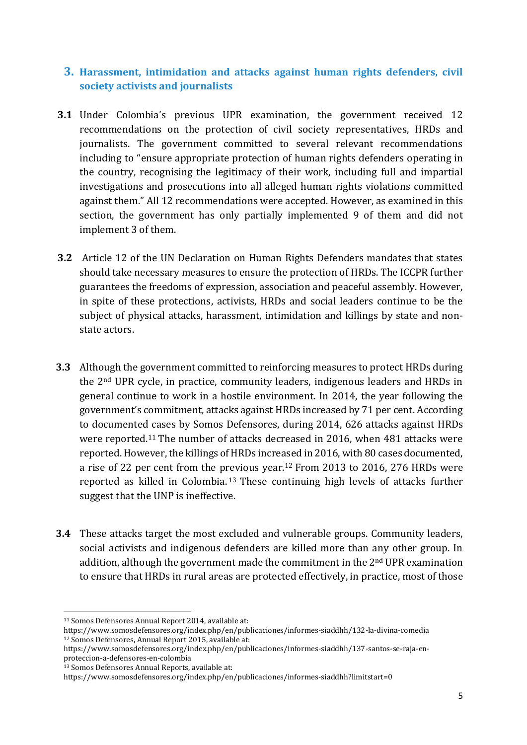## 3. Harassment, intimidation and attacks against human rights defenders, civil society activists and journalists

**3.1** Under Colombia's previous UPR examination, the government received 12 recommendations on the protection of civil society representatives, HRDs and journalists. The government committed to several relevant recommendations including to "ensure appropriate protection of human rights defenders operating in the country, recognising the legitimacy of their work, including full and impartial investigations and prosecutions into all alleged human rights violations committed against them." All 12 recommendations were accepted. However, as examined in this section, the government has only partially implemented 9 of them and did not implement 3 of them.

**3.2** Article 12 of the UN Declaration on Human Rights Defenders mandates that states should take necessary measures to ensure the protection of HRDs. The ICCPR further guarantees the freedoms of expression, association and peaceful assembly. However, in spite of these protections, activists, HRDs and social leaders continue to be the subject of physical attacks, harassment, intimidation and killings by state and non-state actors.

**3.3** Although the government committed to reinforcing measures to protect HRDs during the 2nd UPR cycle, in practice, community leaders, indigenous leaders and HRDs in general continue to work in a hostile environment. In 2014, the year following the government's commitment, attacks against HRDs increased by 71 per cent. According to documented cases by Somos Defensores, during 2014, 626 attacks against HRDs were reported.[11] The number of attacks decreased in 2016, when 481 attacks were reported. However, the killings of HRDs increased in 2016, with 80 cases documented, a rise of 22 per cent from the previous year.[12] From 2013 to 2016, 276 HRDs were reported as killed in Colombia.[13] These continuing high levels of attacks further suggest that the UNP is ineffective.

**3.4** These attacks target the most excluded and vulnerable groups. Community leaders, social activists and indigenous defenders are killed more than any other group. In addition, although the government made the commitment in the 2nd UPR examination to ensure that HRDs in rural areas are protected effectively, in practice, most of those

---

[11] Somos Defensores Annual Report 2014, available at: https://www.somosdefensores.org/index.php/en/publicaciones/informes-siaddhh/132-la-divina-comedia

[12] Somos Defensores, Annual Report 2015, available at: https://www.somosdefensores.org/index.php/en/publicaciones/informes-siaddhh/137-santos-se-raja-en-proteccion-a-defensores-en-colombia

[13] Somos Defensores Annual Reports, available at: https://www.somosdefensores.org/index.php/en/publicaciones/informes-siaddhh?limitstart=0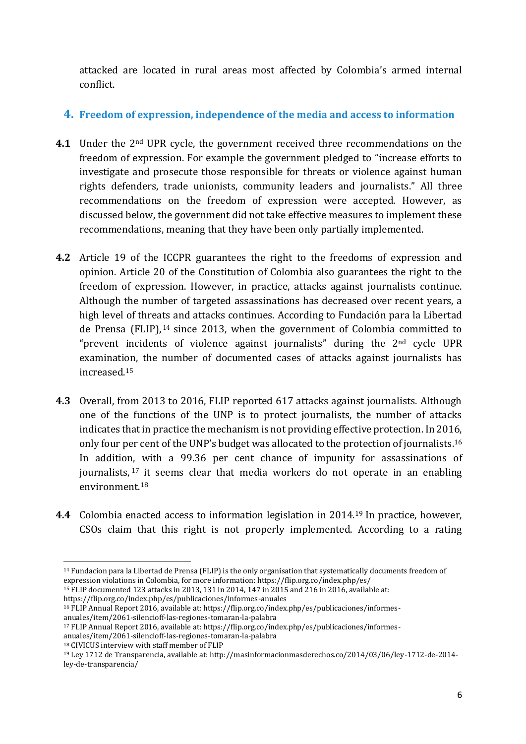attacked are located in rural areas most affected by Colombia's armed internal conflict.

## 4. Freedom of expression, independence of the media and access to information

**4.1** Under the 2nd UPR cycle, the government received three recommendations on the freedom of expression. For example the government pledged to "increase efforts to investigate and prosecute those responsible for threats or violence against human rights defenders, trade unionists, community leaders and journalists." All three recommendations on the freedom of expression were accepted. However, as discussed below, the government did not take effective measures to implement these recommendations, meaning that they have been only partially implemented.

**4.2** Article 19 of the ICCPR guarantees the right to the freedoms of expression and opinion. Article 20 of the Constitution of Colombia also guarantees the right to the freedom of expression. However, in practice, attacks against journalists continue. Although the number of targeted assassinations has decreased over recent years, a high level of threats and attacks continues. According to Fundación para la Libertad de Prensa (FLIP),[14] since 2013, when the government of Colombia committed to "prevent incidents of violence against journalists" during the 2nd cycle UPR examination, the number of documented cases of attacks against journalists has increased.[15]

**4.3** Overall, from 2013 to 2016, FLIP reported 617 attacks against journalists. Although one of the functions of the UNP is to protect journalists, the number of attacks indicates that in practice the mechanism is not providing effective protection. In 2016, only four per cent of the UNP's budget was allocated to the protection of journalists.[16] In addition, with a 99.36 per cent chance of impunity for assassinations of journalists,[17] it seems clear that media workers do not operate in an enabling environment.[18]

**4.4** Colombia enacted access to information legislation in 2014.[19] In practice, however, CSOs claim that this right is not properly implemented. According to a rating

---

[14] Fundacion para la Libertad de Prensa (FLIP) is the only organisation that systematically documents freedom of expression violations in Colombia, for more information: https://flip.org.co/index.php/es/

[15] FLIP documented 123 attacks in 2013, 131 in 2014, 147 in 2015 and 216 in 2016, available at: https://flip.org.co/index.php/es/publicaciones/informes-anuales

[16] FLIP Annual Report 2016, available at: https://flip.org.co/index.php/es/publicaciones/informes-anuales/item/2061-silencioff-las-regiones-tomaran-la-palabra

[17] FLIP Annual Report 2016, available at: https://flip.org.co/index.php/es/publicaciones/informes-anuales/item/2061-silencioff-las-regiones-tomaran-la-palabra

[18] CIVICUS interview with staff member of FLIP

[19] Ley 1712 de Transparencia, available at: http://masinformacionmasderechos.co/2014/03/06/ley-1712-de-2014-ley-de-transparencia/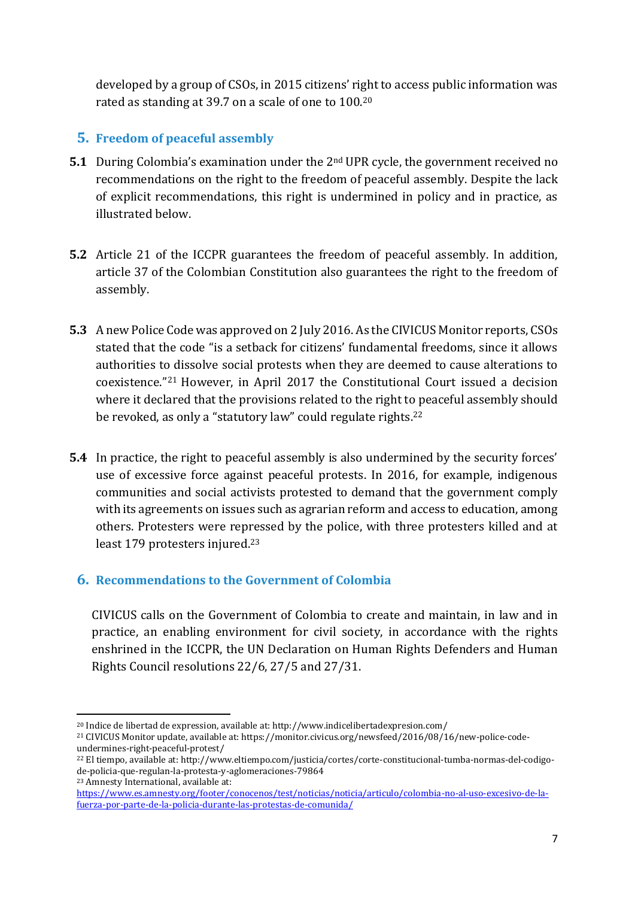developed by a group of CSOs, in 2015 citizens' right to access public information was rated as standing at 39.7 on a scale of one to 100.[20]

## 5. Freedom of peaceful assembly

**5.1** During Colombia's examination under the 2nd UPR cycle, the government received no recommendations on the right to the freedom of peaceful assembly. Despite the lack of explicit recommendations, this right is undermined in policy and in practice, as illustrated below.

**5.2** Article 21 of the ICCPR guarantees the freedom of peaceful assembly. In addition, article 37 of the Colombian Constitution also guarantees the right to the freedom of assembly.

**5.3** A new Police Code was approved on 2 July 2016. As the CIVICUS Monitor reports, CSOs stated that the code "is a setback for citizens' fundamental freedoms, since it allows authorities to dissolve social protests when they are deemed to cause alterations to coexistence."[21] However, in April 2017 the Constitutional Court issued a decision where it declared that the provisions related to the right to peaceful assembly should be revoked, as only a "statutory law" could regulate rights.[22]

**5.4** In practice, the right to peaceful assembly is also undermined by the security forces' use of excessive force against peaceful protests. In 2016, for example, indigenous communities and social activists protested to demand that the government comply with its agreements on issues such as agrarian reform and access to education, among others. Protesters were repressed by the police, with three protesters killed and at least 179 protesters injured.[23]

## 6. Recommendations to the Government of Colombia

CIVICUS calls on the Government of Colombia to create and maintain, in law and in practice, an enabling environment for civil society, in accordance with the rights enshrined in the ICCPR, the UN Declaration on Human Rights Defenders and Human Rights Council resolutions 22/6, 27/5 and 27/31.

---

[20] Indice de libertad de expression, available at: http://www.indicelibertadexpresion.com/

[21] CIVICUS Monitor update, available at: https://monitor.civicus.org/newsfeed/2016/08/16/new-police-code-undermines-right-peaceful-protest/

[22] El tiempo, available at: http://www.eltiempo.com/justicia/cortes/corte-constitucional-tumba-normas-del-codigo-de-policia-que-regulan-la-protesta-y-aglomeraciones-79864

[23] Amnesty International, available at: https://www.es.amnesty.org/footer/conocenos/test/noticias/noticia/articulo/colombia-no-al-uso-excesivo-de-la-fuerza-por-parte-de-la-policia-durante-las-protestas-de-comunida/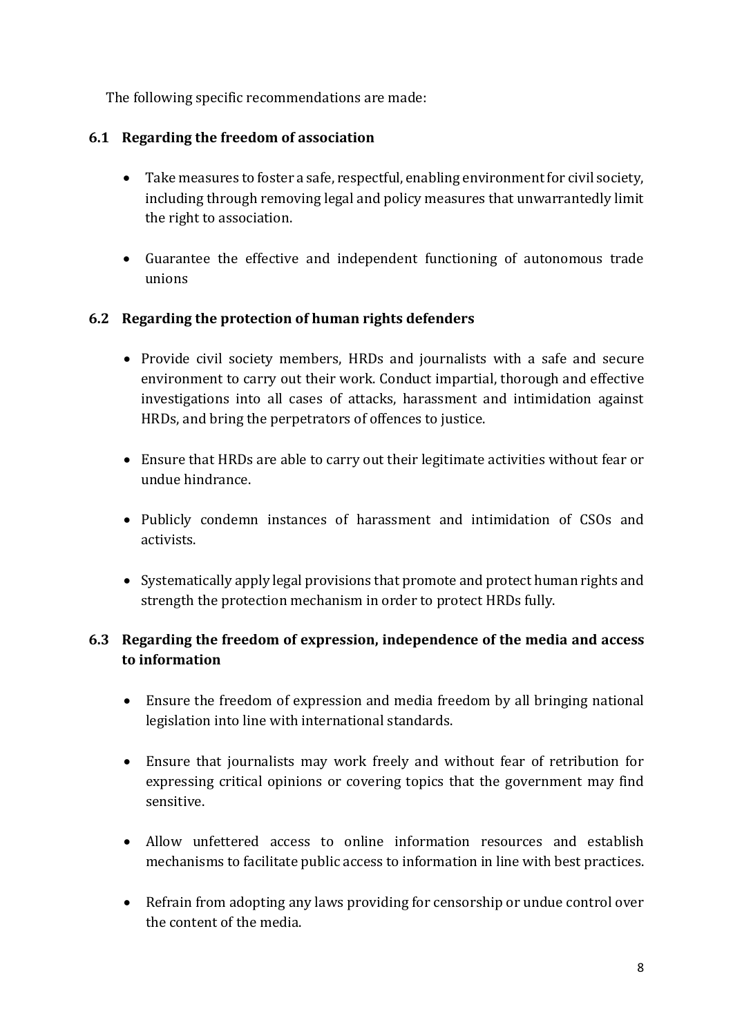The following specific recommendations are made:

### 6.1 Regarding the freedom of association

- Take measures to foster a safe, respectful, enabling environment for civil society, including through removing legal and policy measures that unwarrantedly limit the right to association.
- Guarantee the effective and independent functioning of autonomous trade unions

### 6.2 Regarding the protection of human rights defenders

- Provide civil society members, HRDs and journalists with a safe and secure environment to carry out their work. Conduct impartial, thorough and effective investigations into all cases of attacks, harassment and intimidation against HRDs, and bring the perpetrators of offences to justice.
- Ensure that HRDs are able to carry out their legitimate activities without fear or undue hindrance.
- Publicly condemn instances of harassment and intimidation of CSOs and activists.
- Systematically apply legal provisions that promote and protect human rights and strength the protection mechanism in order to protect HRDs fully.

### 6.3 Regarding the freedom of expression, independence of the media and access to information

- Ensure the freedom of expression and media freedom by all bringing national legislation into line with international standards.
- Ensure that journalists may work freely and without fear of retribution for expressing critical opinions or covering topics that the government may find sensitive.
- Allow unfettered access to online information resources and establish mechanisms to facilitate public access to information in line with best practices.
- Refrain from adopting any laws providing for censorship or undue control over the content of the media.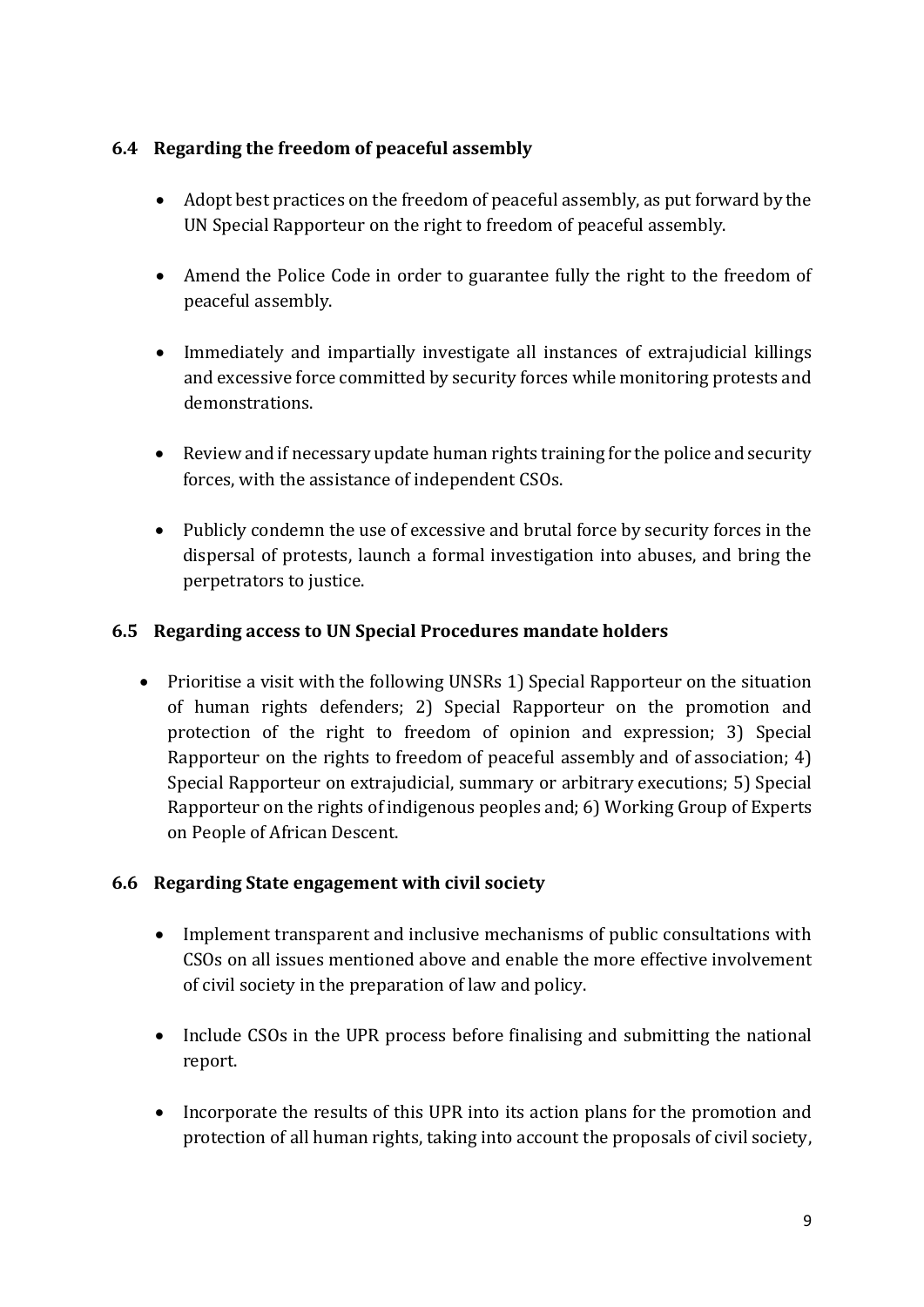### 6.4 Regarding the freedom of peaceful assembly

- Adopt best practices on the freedom of peaceful assembly, as put forward by the UN Special Rapporteur on the right to freedom of peaceful assembly.
- Amend the Police Code in order to guarantee fully the right to the freedom of peaceful assembly.
- Immediately and impartially investigate all instances of extrajudicial killings and excessive force committed by security forces while monitoring protests and demonstrations.
- Review and if necessary update human rights training for the police and security forces, with the assistance of independent CSOs.
- Publicly condemn the use of excessive and brutal force by security forces in the dispersal of protests, launch a formal investigation into abuses, and bring the perpetrators to justice.

### 6.5 Regarding access to UN Special Procedures mandate holders

- Prioritise a visit with the following UNSRs 1) Special Rapporteur on the situation of human rights defenders; 2) Special Rapporteur on the promotion and protection of the right to freedom of opinion and expression; 3) Special Rapporteur on the rights to freedom of peaceful assembly and of association; 4) Special Rapporteur on extrajudicial, summary or arbitrary executions; 5) Special Rapporteur on the rights of indigenous peoples and; 6) Working Group of Experts on People of African Descent.

### 6.6 Regarding State engagement with civil society

- Implement transparent and inclusive mechanisms of public consultations with CSOs on all issues mentioned above and enable the more effective involvement of civil society in the preparation of law and policy.
- Include CSOs in the UPR process before finalising and submitting the national report.
- Incorporate the results of this UPR into its action plans for the promotion and protection of all human rights, taking into account the proposals of civil society,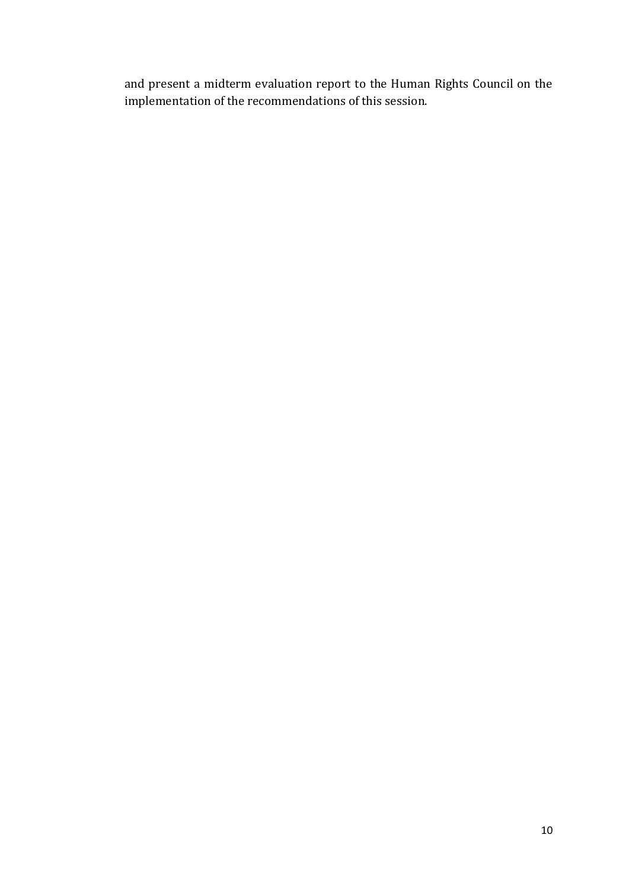and present a midterm evaluation report to the Human Rights Council on the implementation of the recommendations of this session.